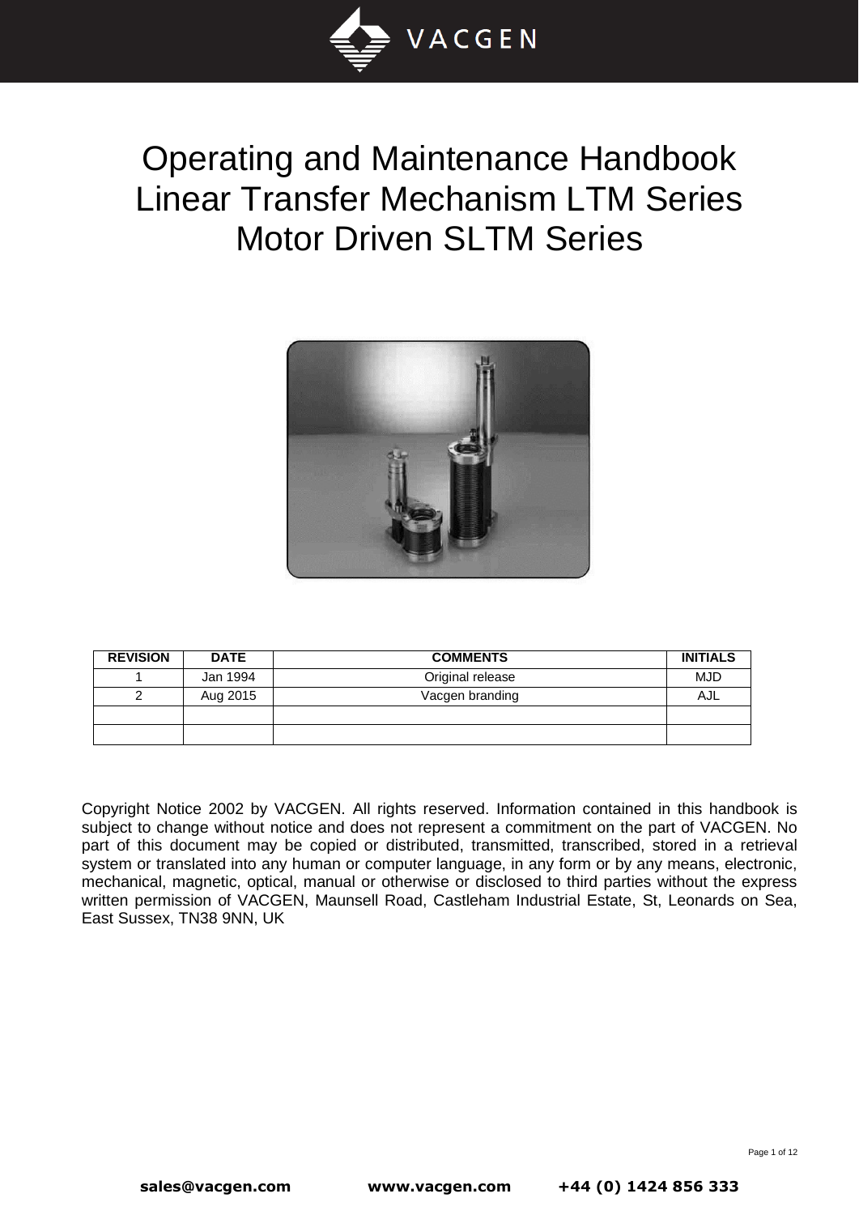# Operating and Maintenance Handbook
# Linear Transfer Mechanism LTM Series
# Motor Driven SLTM Series

| REVISION | DATE | COMMENTS | INITIALS |
|---|---|---|---|
| 1 | Jan 1994 | Original release | MJD |
| 2 | Aug 2015 | Vacgen branding | AJL |
| | | | |
| | | | |

Copyright Notice 2002 by VACGEN. All rights reserved. Information contained in this handbook is subject to change without notice and does not represent a commitment on the part of VACGEN. No part of this document may be copied or distributed, transmitted, transcribed, stored in a retrieval system or translated into any human or computer language, in any form or by any means, electronic, mechanical, magnetic, optical, manual or otherwise or disclosed to third parties without the express written permission of VACGEN, Maunsell Road, Castleham Industrial Estate, St, Leonards on Sea, East Sussex, TN38 9NN, UK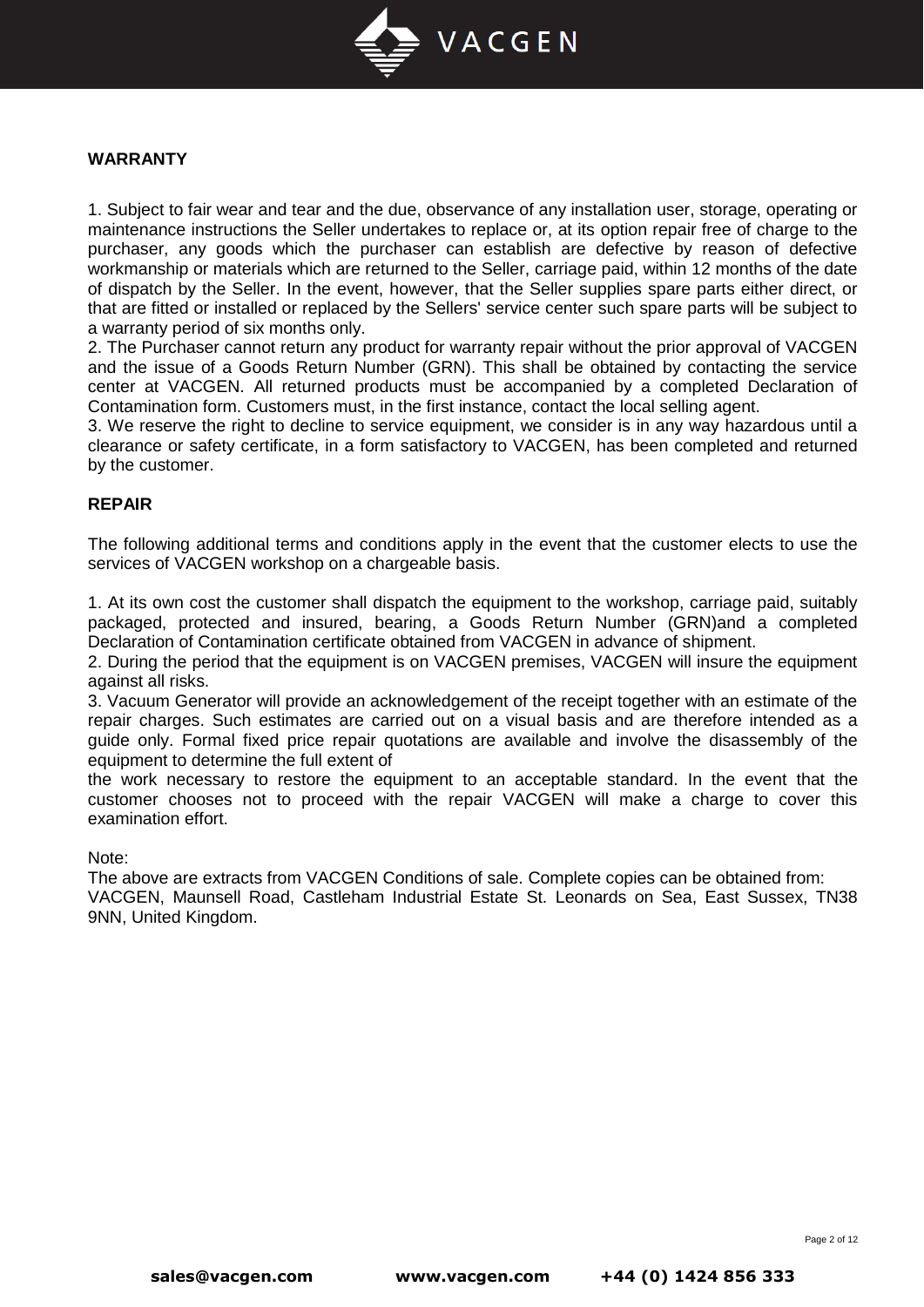**WARRANTY**

1. Subject to fair wear and tear and the due, observance of any installation user, storage, operating or maintenance instructions the Seller undertakes to replace or, at its option repair free of charge to the purchaser, any goods which the purchaser can establish are defective by reason of defective workmanship or materials which are returned to the Seller, carriage paid, within 12 months of the date of dispatch by the Seller. In the event, however, that the Seller supplies spare parts either direct, or that are fitted or installed or replaced by the Sellers' service center such spare parts will be subject to a warranty period of six months only.
2. The Purchaser cannot return any product for warranty repair without the prior approval of VACGEN and the issue of a Goods Return Number (GRN). This shall be obtained by contacting the service center at VACGEN. All returned products must be accompanied by a completed Declaration of Contamination form. Customers must, in the first instance, contact the local selling agent.
3. We reserve the right to decline to service equipment, we consider is in any way hazardous until a clearance or safety certificate, in a form satisfactory to VACGEN, has been completed and returned by the customer.

**REPAIR**

The following additional terms and conditions apply in the event that the customer elects to use the services of VACGEN workshop on a chargeable basis.

1. At its own cost the customer shall dispatch the equipment to the workshop, carriage paid, suitably packaged, protected and insured, bearing, a Goods Return Number (GRN)and a completed Declaration of Contamination certificate obtained from VACGEN in advance of shipment.
2. During the period that the equipment is on VACGEN premises, VACGEN will insure the equipment against all risks.
3. Vacuum Generator will provide an acknowledgement of the receipt together with an estimate of the repair charges. Such estimates are carried out on a visual basis and are therefore intended as a guide only. Formal fixed price repair quotations are available and involve the disassembly of the equipment to determine the full extent of
the work necessary to restore the equipment to an acceptable standard. In the event that the customer chooses not to proceed with the repair VACGEN will make a charge to cover this examination effort.

Note:
The above are extracts from VACGEN Conditions of sale. Complete copies can be obtained from:
VACGEN, Maunsell Road, Castleham Industrial Estate St. Leonards on Sea, East Sussex, TN38 9NN, United Kingdom.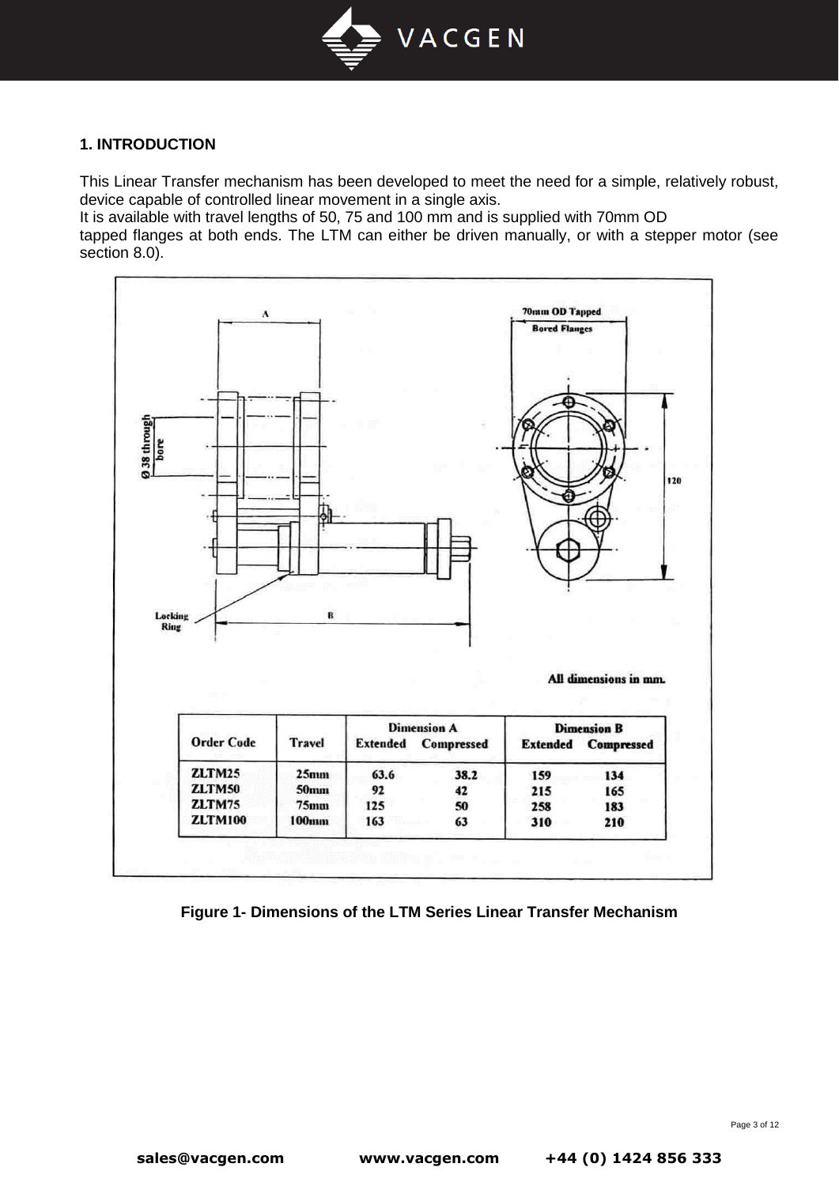## 1. INTRODUCTION

This Linear Transfer mechanism has been developed to meet the need for a simple, relatively robust, device capable of controlled linear movement in a single axis.
It is available with travel lengths of 50, 75 and 100 mm and is supplied with 70mm OD tapped flanges at both ends. The LTM can either be driven manually, or with a stepper motor (see section 8.0).

All dimensions in mm.

| Order Code | Travel | Dimension A | | Dimension B | |
|---|---|---|---|---|---|
| | | Extended | Compressed | Extended | Compressed |
| ZLTM25 | 25mm | 63.6 | 38.2 | 159 | 134 |
| ZLTM50 | 50mm | 92 | 42 | 215 | 165 |
| ZLTM75 | 75mm | 125 | 50 | 258 | 183 |
| ZLTM100 | 100mm | 163 | 63 | 310 | 210 |

**Figure 1- Dimensions of the LTM Series Linear Transfer Mechanism**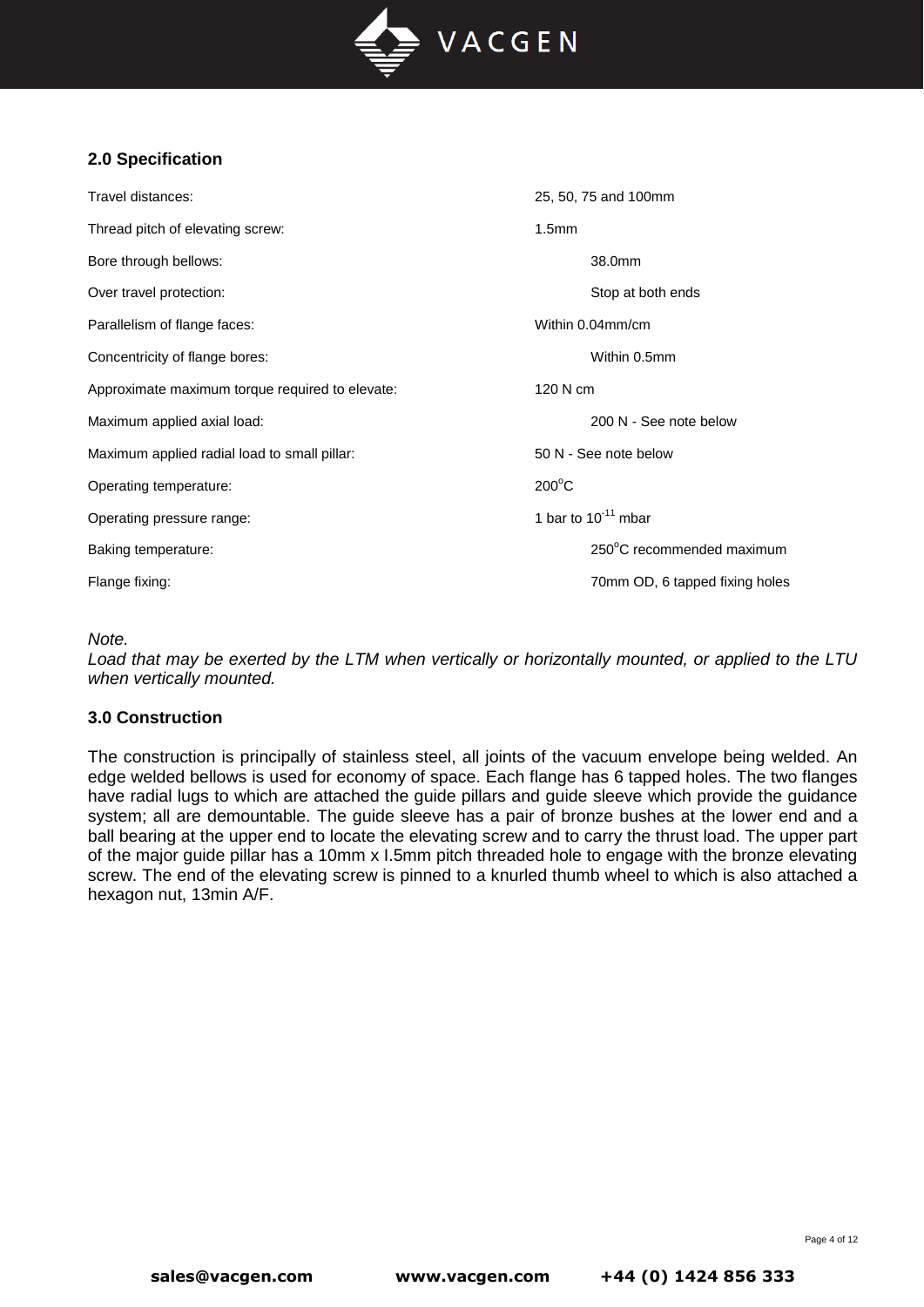## 2.0 Specification

| | |
|---|---|
| Travel distances: | 25, 50, 75 and 100mm |
| Thread pitch of elevating screw: | 1.5mm |
| Bore through bellows: | 38.0mm |
| Over travel protection: | Stop at both ends |
| Parallelism of flange faces: | Within 0.04mm/cm |
| Concentricity of flange bores: | Within 0.5mm |
| Approximate maximum torque required to elevate: | 120 N cm |
| Maximum applied axial load: | 200 N - See note below |
| Maximum applied radial load to small pillar: | 50 N - See note below |
| Operating temperature: | 200°C |
| Operating pressure range: | 1 bar to $10^{-11}$ mbar |
| Baking temperature: | 250°C recommended maximum |
| Flange fixing: | 70mm OD, 6 tapped fixing holes |

*Note.*
*Load that may be exerted by the LTM when vertically or horizontally mounted, or applied to the LTU when vertically mounted.*

## 3.0 Construction

The construction is principally of stainless steel, all joints of the vacuum envelope being welded. An edge welded bellows is used for economy of space. Each flange has 6 tapped holes. The two flanges have radial lugs to which are attached the guide pillars and guide sleeve which provide the guidance system; all are demountable. The guide sleeve has a pair of bronze bushes at the lower end and a ball bearing at the upper end to locate the elevating screw and to carry the thrust load. The upper part of the major guide pillar has a 10mm x I.5mm pitch threaded hole to engage with the bronze elevating screw. The end of the elevating screw is pinned to a knurled thumb wheel to which is also attached a hexagon nut, 13min A/F.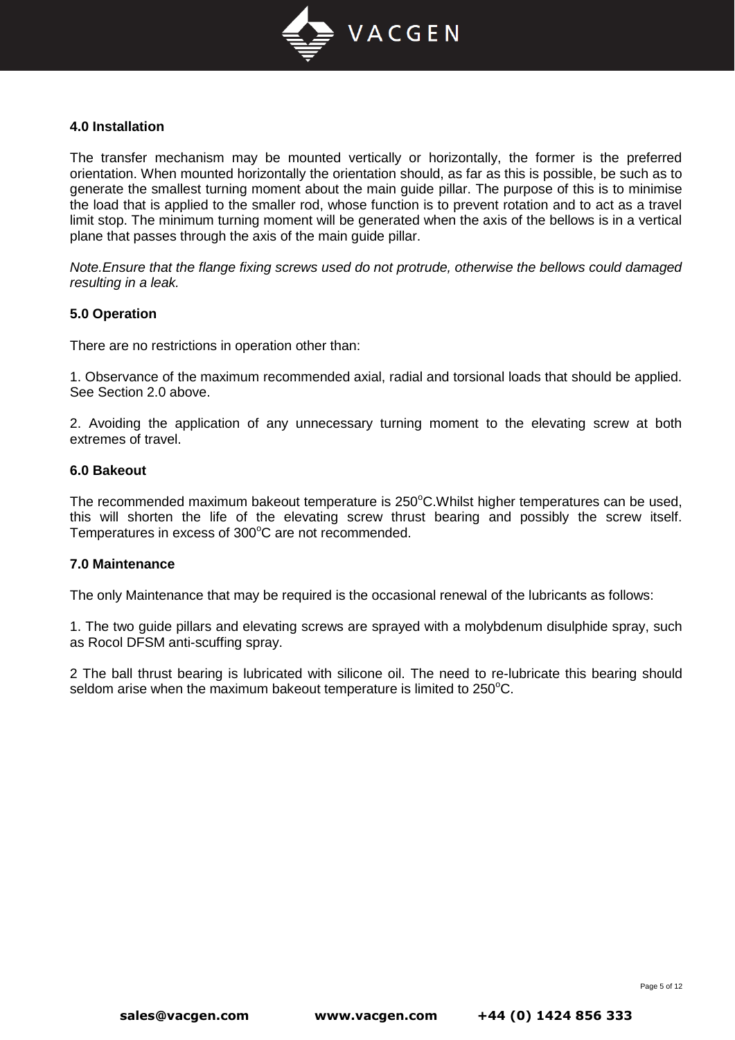## 4.0 Installation

The transfer mechanism may be mounted vertically or horizontally, the former is the preferred orientation. When mounted horizontally the orientation should, as far as this is possible, be such as to generate the smallest turning moment about the main guide pillar. The purpose of this is to minimise the load that is applied to the smaller rod, whose function is to prevent rotation and to act as a travel limit stop. The minimum turning moment will be generated when the axis of the bellows is in a vertical plane that passes through the axis of the main guide pillar.

*Note.Ensure that the flange fixing screws used do not protrude, otherwise the bellows could damaged resulting in a leak.*

## 5.0 Operation

There are no restrictions in operation other than:

1. Observance of the maximum recommended axial, radial and torsional loads that should be applied. See Section 2.0 above.

2. Avoiding the application of any unnecessary turning moment to the elevating screw at both extremes of travel.

## 6.0 Bakeout

The recommended maximum bakeout temperature is 250$^o$C.Whilst higher temperatures can be used, this will shorten the life of the elevating screw thrust bearing and possibly the screw itself. Temperatures in excess of 300$^o$C are not recommended.

## 7.0 Maintenance

The only Maintenance that may be required is the occasional renewal of the lubricants as follows:

1. The two guide pillars and elevating screws are sprayed with a molybdenum disulphide spray, such as Rocol DFSM anti-scuffing spray.

2 The ball thrust bearing is lubricated with silicone oil. The need to re-lubricate this bearing should seldom arise when the maximum bakeout temperature is limited to 250$^o$C.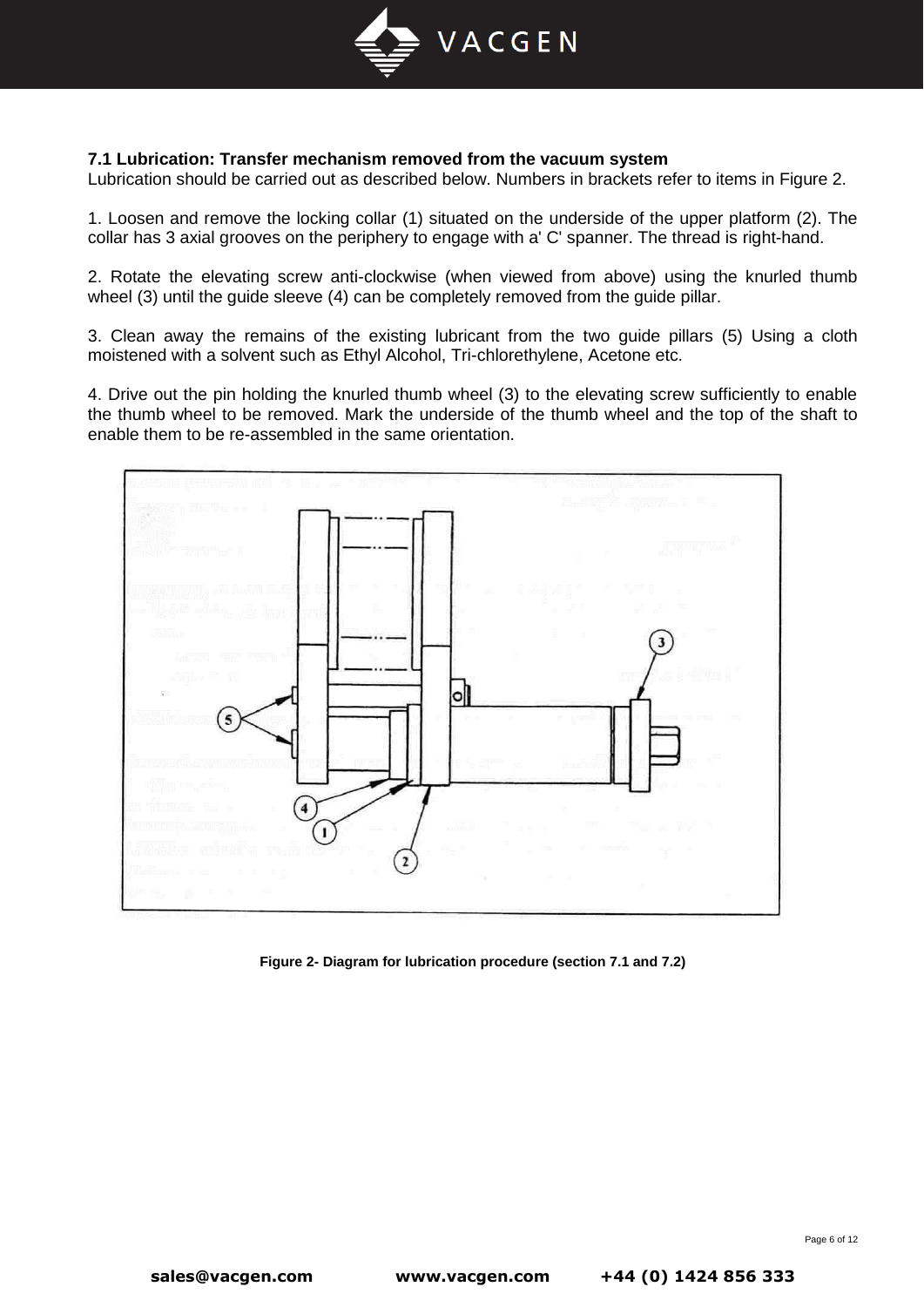### 7.1 Lubrication: Transfer mechanism removed from the vacuum system

Lubrication should be carried out as described below. Numbers in brackets refer to items in Figure 2.

1. Loosen and remove the locking collar (1) situated on the underside of the upper platform (2). The collar has 3 axial grooves on the periphery to engage with a' C' spanner. The thread is right-hand.

2. Rotate the elevating screw anti-clockwise (when viewed from above) using the knurled thumb wheel (3) until the guide sleeve (4) can be completely removed from the guide pillar.

3. Clean away the remains of the existing lubricant from the two guide pillars (5) Using a cloth moistened with a solvent such as Ethyl Alcohol, Tri-chlorethylene, Acetone etc.

4. Drive out the pin holding the knurled thumb wheel (3) to the elevating screw sufficiently to enable the thumb wheel to be removed. Mark the underside of the thumb wheel and the top of the shaft to enable them to be re-assembled in the same orientation.

**Figure 2- Diagram for lubrication procedure (section 7.1 and 7.2)**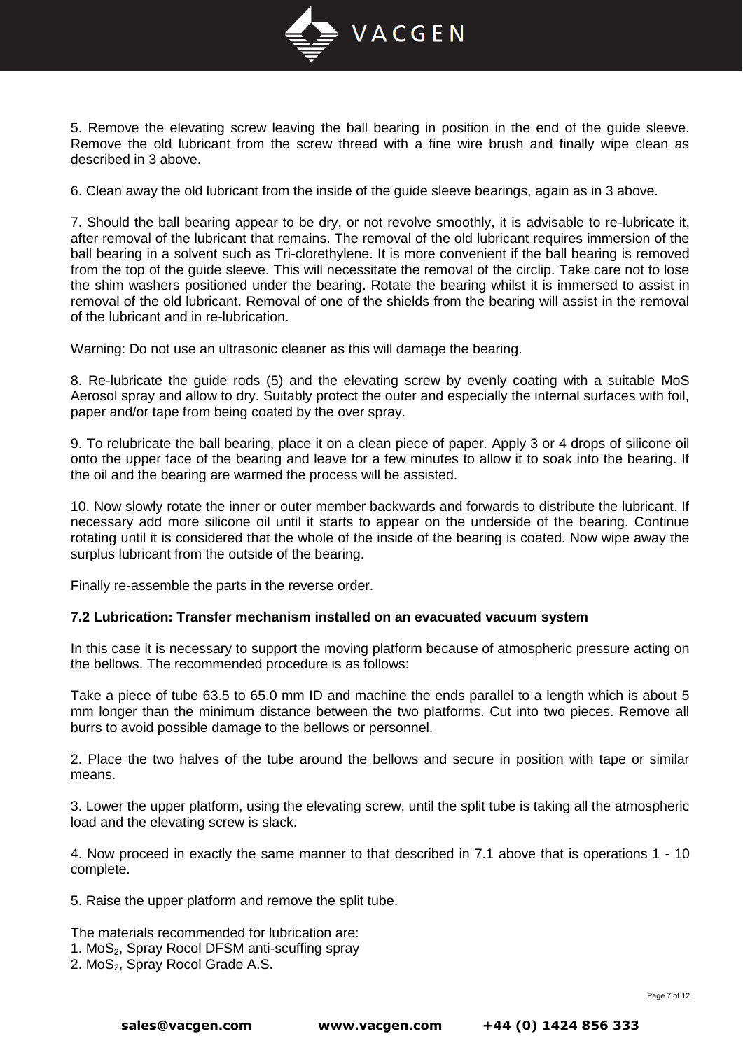5. Remove the elevating screw leaving the ball bearing in position in the end of the guide sleeve. Remove the old lubricant from the screw thread with a fine wire brush and finally wipe clean as described in 3 above.

6. Clean away the old lubricant from the inside of the guide sleeve bearings, again as in 3 above.

7. Should the ball bearing appear to be dry, or not revolve smoothly, it is advisable to re-lubricate it, after removal of the lubricant that remains. The removal of the old lubricant requires immersion of the ball bearing in a solvent such as Tri-clorethylene. It is more convenient if the ball bearing is removed from the top of the guide sleeve. This will necessitate the removal of the circlip. Take care not to lose the shim washers positioned under the bearing. Rotate the bearing whilst it is immersed to assist in removal of the old lubricant. Removal of one of the shields from the bearing will assist in the removal of the lubricant and in re-lubrication.

Warning: Do not use an ultrasonic cleaner as this will damage the bearing.

8. Re-lubricate the guide rods (5) and the elevating screw by evenly coating with a suitable MoS Aerosol spray and allow to dry. Suitably protect the outer and especially the internal surfaces with foil, paper and/or tape from being coated by the over spray.

9. To relubricate the ball bearing, place it on a clean piece of paper. Apply 3 or 4 drops of silicone oil onto the upper face of the bearing and leave for a few minutes to allow it to soak into the bearing. If the oil and the bearing are warmed the process will be assisted.

10. Now slowly rotate the inner or outer member backwards and forwards to distribute the lubricant. If necessary add more silicone oil until it starts to appear on the underside of the bearing. Continue rotating until it is considered that the whole of the inside of the bearing is coated. Now wipe away the surplus lubricant from the outside of the bearing.

Finally re-assemble the parts in the reverse order.

**7.2 Lubrication: Transfer mechanism installed on an evacuated vacuum system**

In this case it is necessary to support the moving platform because of atmospheric pressure acting on the bellows. The recommended procedure is as follows:

Take a piece of tube 63.5 to 65.0 mm ID and machine the ends parallel to a length which is about 5 mm longer than the minimum distance between the two platforms. Cut into two pieces. Remove all burrs to avoid possible damage to the bellows or personnel.

2. Place the two halves of the tube around the bellows and secure in position with tape or similar means.

3. Lower the upper platform, using the elevating screw, until the split tube is taking all the atmospheric load and the elevating screw is slack.

4. Now proceed in exactly the same manner to that described in 7.1 above that is operations 1 - 10 complete.

5. Raise the upper platform and remove the split tube.

The materials recommended for lubrication are:
1. $MoS_2$, Spray Rocol DFSM anti-scuffing spray
2. $MoS_2$, Spray Rocol Grade A.S.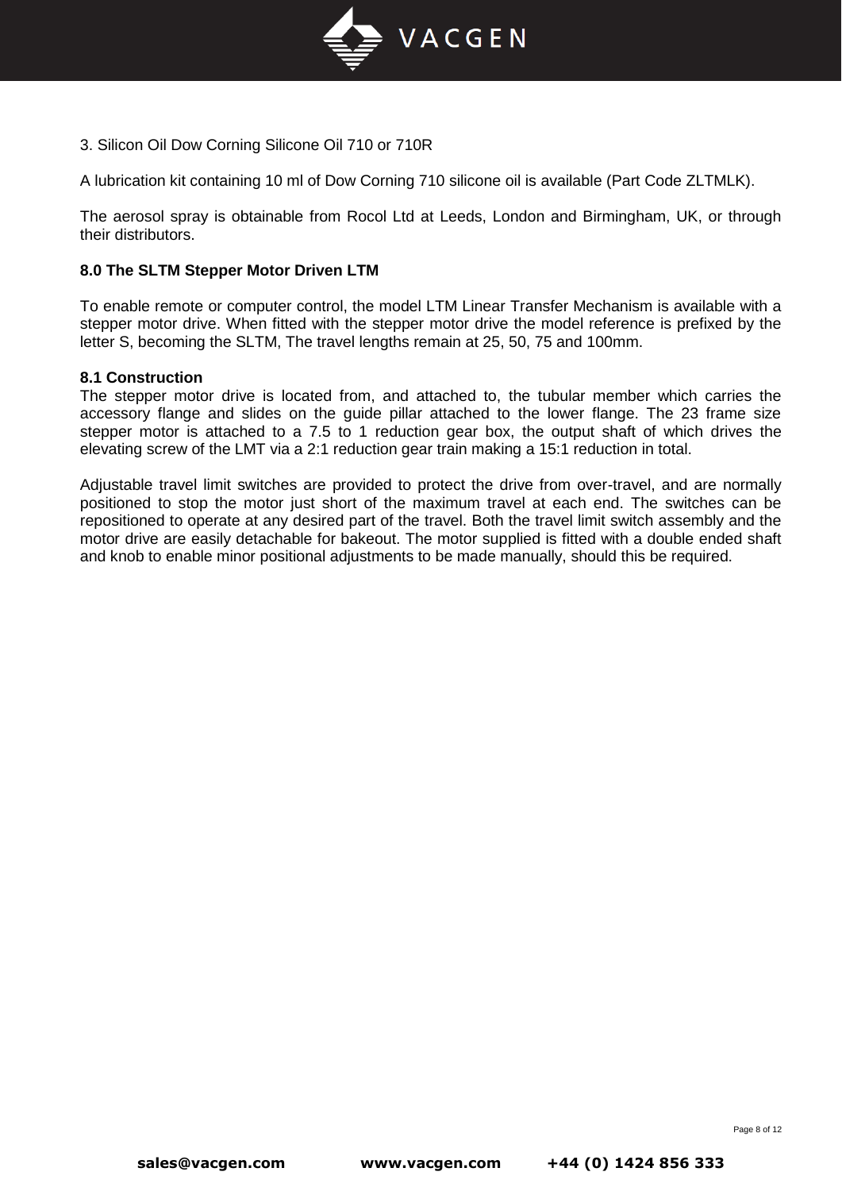3. Silicon Oil Dow Corning Silicone Oil 710 or 710R

A lubrication kit containing 10 ml of Dow Corning 710 silicone oil is available (Part Code ZLTMLK).

The aerosol spray is obtainable from Rocol Ltd at Leeds, London and Birmingham, UK, or through their distributors.

## 8.0 The SLTM Stepper Motor Driven LTM

To enable remote or computer control, the model LTM Linear Transfer Mechanism is available with a stepper motor drive. When fitted with the stepper motor drive the model reference is prefixed by the letter S, becoming the SLTM, The travel lengths remain at 25, 50, 75 and 100mm.

### 8.1 Construction

The stepper motor drive is located from, and attached to, the tubular member which carries the accessory flange and slides on the guide pillar attached to the lower flange. The 23 frame size stepper motor is attached to a 7.5 to 1 reduction gear box, the output shaft of which drives the elevating screw of the LMT via a 2:1 reduction gear train making a 15:1 reduction in total.

Adjustable travel limit switches are provided to protect the drive from over-travel, and are normally positioned to stop the motor just short of the maximum travel at each end. The switches can be repositioned to operate at any desired part of the travel. Both the travel limit switch assembly and the motor drive are easily detachable for bakeout. The motor supplied is fitted with a double ended shaft and knob to enable minor positional adjustments to be made manually, should this be required.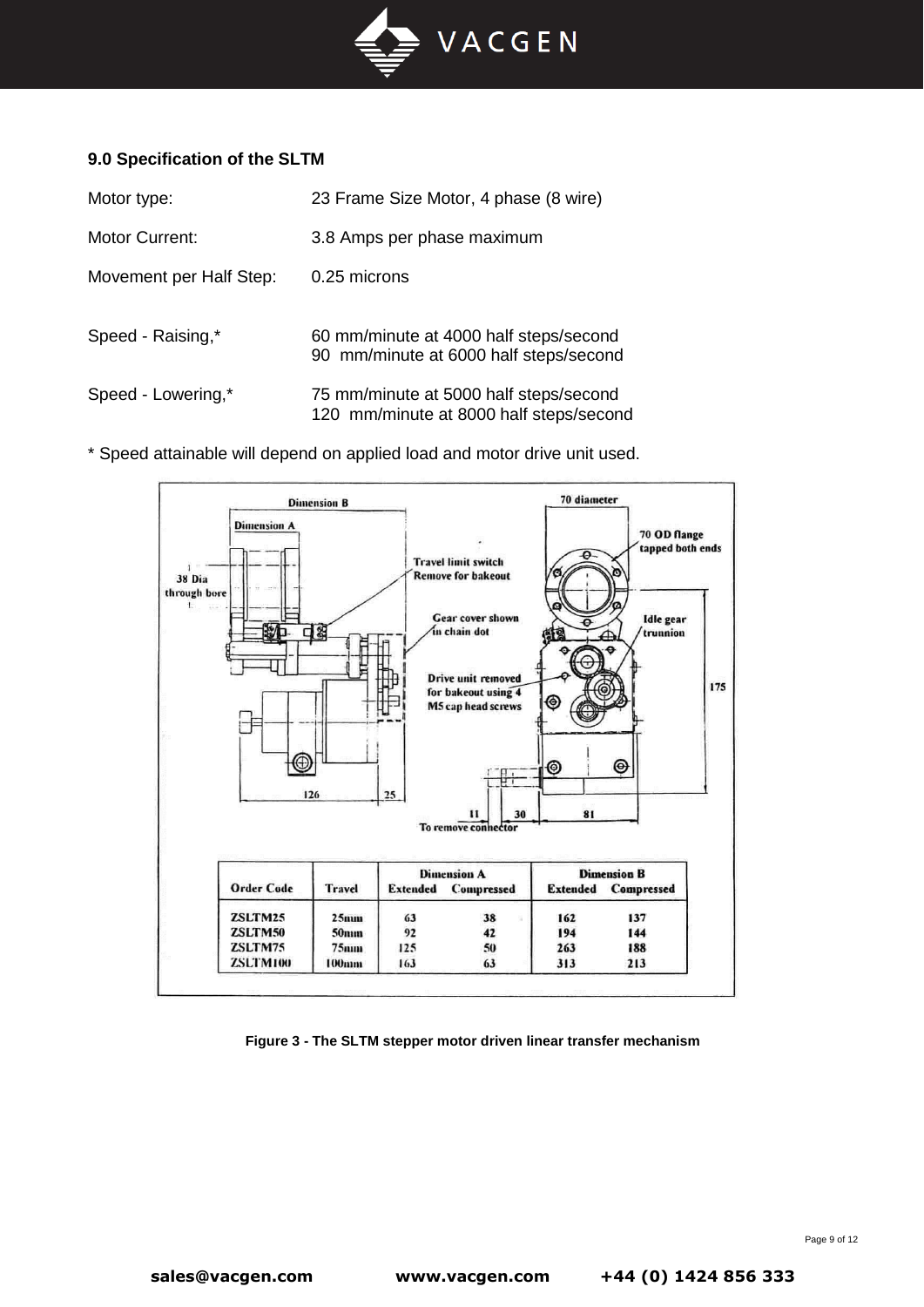### 9.0 Specification of the SLTM

Motor type: 23 Frame Size Motor, 4 phase (8 wire)

Motor Current: 3.8 Amps per phase maximum

Movement per Half Step: 0.25 microns

Speed - Raising,* 60 mm/minute at 4000 half steps/second
90 mm/minute at 6000 half steps/second

Speed - Lowering,* 75 mm/minute at 5000 half steps/second
120 mm/minute at 8000 half steps/second

* Speed attainable will depend on applied load and motor drive unit used.

Dimension B

Dimension A

38 Dia through bore

Travel limit switch Remove for bakeout

Gear cover shown in chain dot

Drive unit removed for bakeout using 4 M5 cap head screws

70 diameter

70 OD flange tapped both ends

Idle gear trunnion

175

126 25

11 30 81

To remove connector

| Order Code | Travel | Dimension A | | Dimension B | |
|---|---|---|---|---|---|
| | | Extended | Compressed | Extended | Compressed |
| ZSLTM25 | 25mm | 63 | 38 | 162 | 137 |
| ZSLTM50 | 50mm | 92 | 42 | 194 | 144 |
| ZSLTM75 | 75mm | 125 | 50 | 263 | 188 |
| ZSLTM100 | 100mm | 163 | 63 | 313 | 213 |

**Figure 3 - The SLTM stepper motor driven linear transfer mechanism**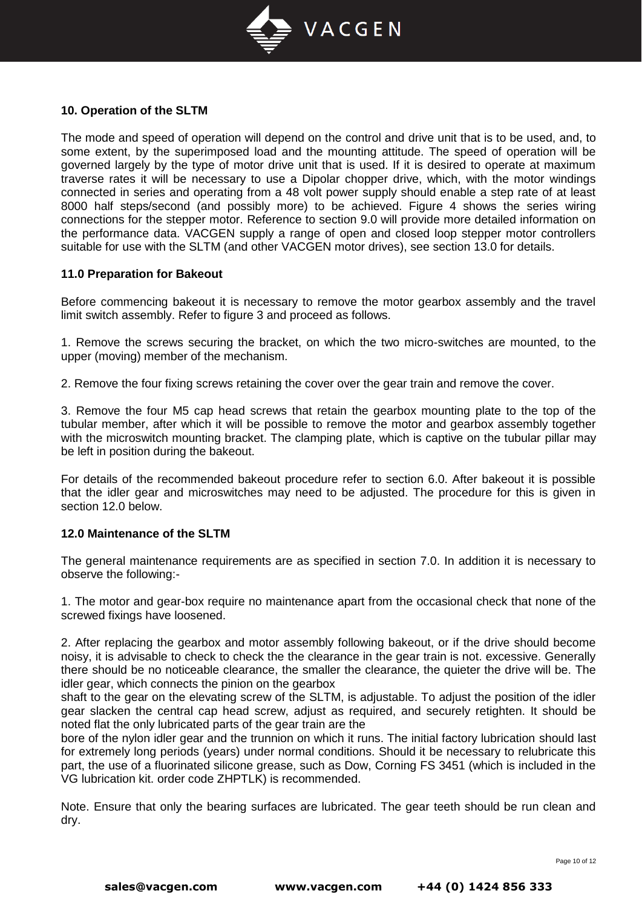**10. Operation of the SLTM**

The mode and speed of operation will depend on the control and drive unit that is to be used, and, to some extent, by the superimposed load and the mounting attitude. The speed of operation will be governed largely by the type of motor drive unit that is used. If it is desired to operate at maximum traverse rates it will be necessary to use a Dipolar chopper drive, which, with the motor windings connected in series and operating from a 48 volt power supply should enable a step rate of at least 8000 half steps/second (and possibly more) to be achieved. Figure 4 shows the series wiring connections for the stepper motor. Reference to section 9.0 will provide more detailed information on the performance data. VACGEN supply a range of open and closed loop stepper motor controllers suitable for use with the SLTM (and other VACGEN motor drives), see section 13.0 for details.

**11.0 Preparation for Bakeout**

Before commencing bakeout it is necessary to remove the motor gearbox assembly and the travel limit switch assembly. Refer to figure 3 and proceed as follows.

1. Remove the screws securing the bracket, on which the two micro-switches are mounted, to the upper (moving) member of the mechanism.

2. Remove the four fixing screws retaining the cover over the gear train and remove the cover.

3. Remove the four M5 cap head screws that retain the gearbox mounting plate to the top of the tubular member, after which it will be possible to remove the motor and gearbox assembly together with the microswitch mounting bracket. The clamping plate, which is captive on the tubular pillar may be left in position during the bakeout.

For details of the recommended bakeout procedure refer to section 6.0. After bakeout it is possible that the idler gear and microswitches may need to be adjusted. The procedure for this is given in section 12.0 below.

**12.0 Maintenance of the SLTM**

The general maintenance requirements are as specified in section 7.0. In addition it is necessary to observe the following:-

1. The motor and gear-box require no maintenance apart from the occasional check that none of the screwed fixings have loosened.

2. After replacing the gearbox and motor assembly following bakeout, or if the drive should become noisy, it is advisable to check to check the the clearance in the gear train is not. excessive. Generally there should be no noticeable clearance, the smaller the clearance, the quieter the drive will be. The idler gear, which connects the pinion on the gearbox shaft to the gear on the elevating screw of the SLTM, is adjustable. To adjust the position of the idler gear slacken the central cap head screw, adjust as required, and securely retighten. It should be noted flat the only lubricated parts of the gear train are the bore of the nylon idler gear and the trunnion on which it runs. The initial factory lubrication should last for extremely long periods (years) under normal conditions. Should it be necessary to relubricate this part, the use of a fluorinated silicone grease, such as Dow, Corning FS 3451 (which is included in the VG lubrication kit. order code ZHPTLK) is recommended.

Note. Ensure that only the bearing surfaces are lubricated. The gear teeth should be run clean and dry.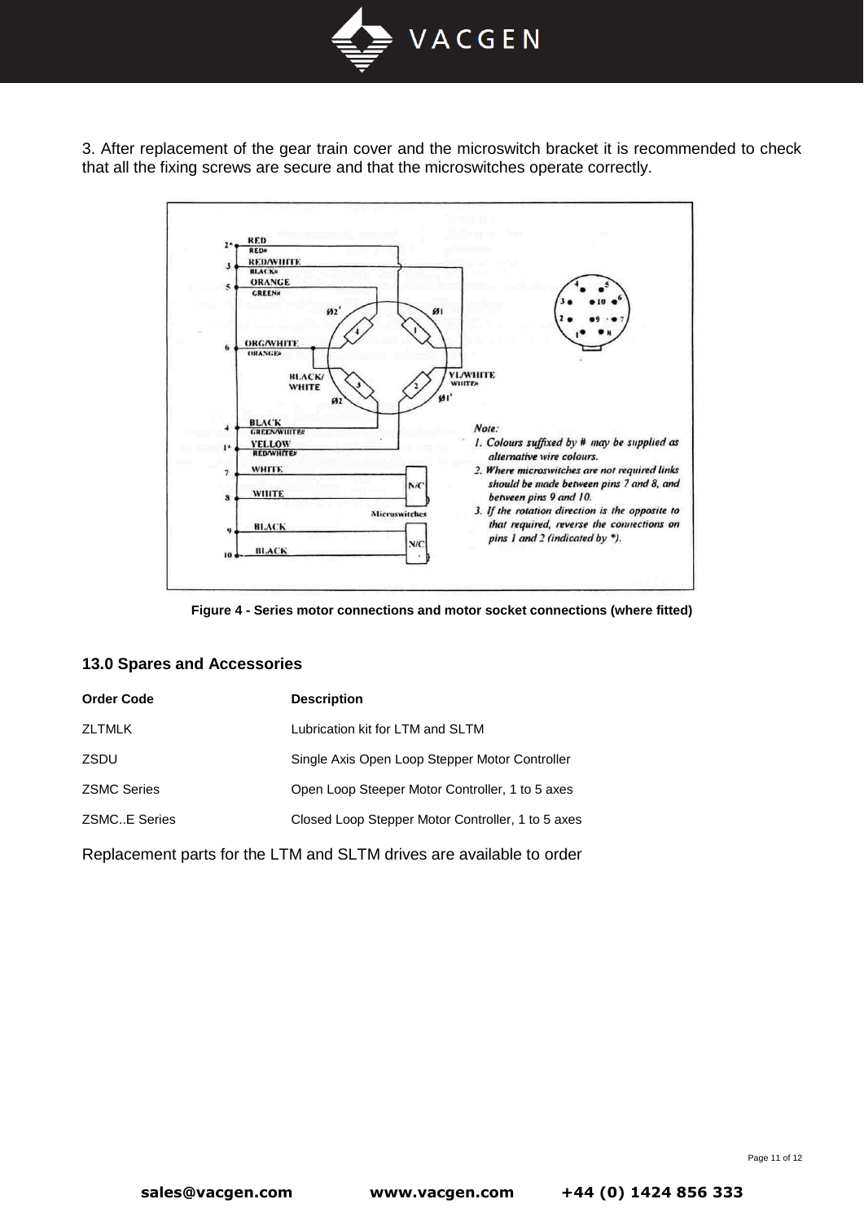3. After replacement of the gear train cover and the microswitch bracket it is recommended to check that all the fixing screws are secure and that the microswitches operate correctly.

**Figure 4 - Series motor connections and motor socket connections (where fitted)**

## 13.0 Spares and Accessories

| Order Code | Description |
|---|---|
| ZLTMLK | Lubrication kit for LTM and SLTM |
| ZSDU | Single Axis Open Loop Stepper Motor Controller |
| ZSMC Series | Open Loop Steeper Motor Controller, 1 to 5 axes |
| ZSMC..E Series | Closed Loop Stepper Motor Controller, 1 to 5 axes |

Replacement parts for the LTM and SLTM drives are available to order

**sales@vacgen.com www.vacgen.com +44 (0) 1424 856 333**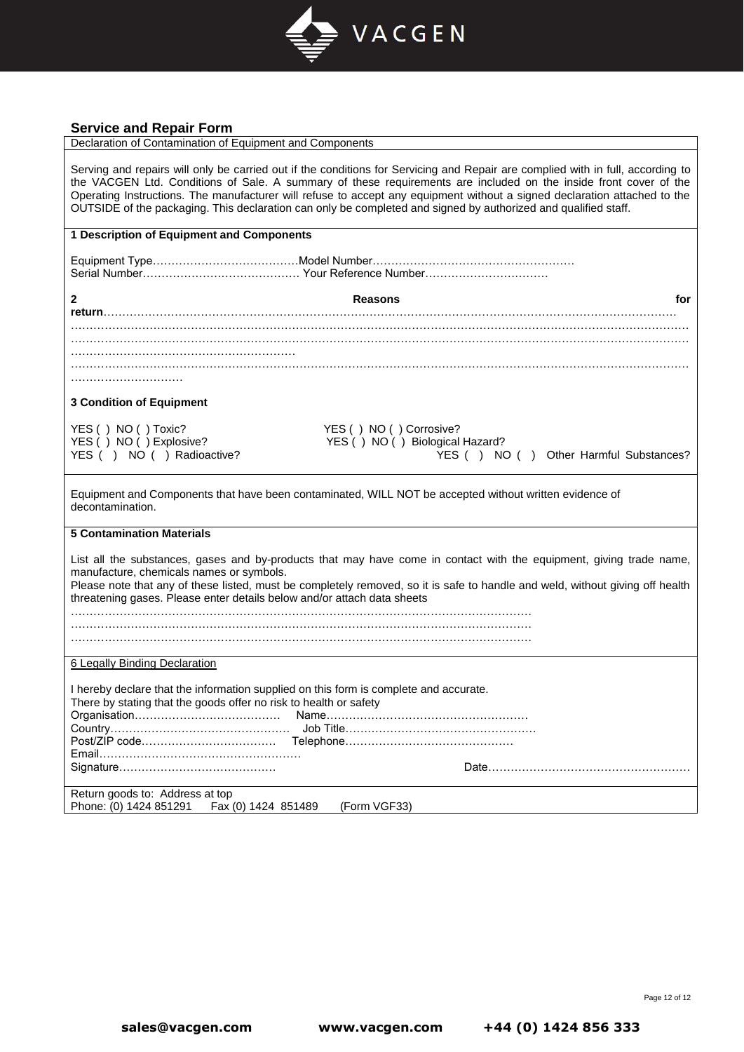## Service and Repair Form

Declaration of Contamination of Equipment and Components

Serving and repairs will only be carried out if the conditions for Servicing and Repair are complied with in full, according to the VACGEN Ltd. Conditions of Sale. A summary of these requirements are included on the inside front cover of the Operating Instructions. The manufacturer will refuse to accept any equipment without a signed declaration attached to the OUTSIDE of the packaging. This declaration can only be completed and signed by authorized and qualified staff.

**1 Description of Equipment and Components**

Equipment Type…………………………………Model Number………………………………………………
Serial Number…………………………………… Your Reference Number……………………………

**2 Reasons for return**………………………………………………………………………………………………………………………………
…………………………………………………………………………………………………………………………………………………
…………………………………………………………………………………………………………………………………………………
……………………………………………………
…………………………………………………………………………………………………………………………………………………
…………………………

**3 Condition of Equipment**

YES ( ) NO ( ) Toxic? YES ( ) NO ( ) Corrosive?
YES ( ) NO ( ) Explosive? YES ( ) NO ( ) Biological Hazard?
YES ( ) NO ( ) Radioactive? YES ( ) NO ( ) Other Harmful Substances?

Equipment and Components that have been contaminated, WILL NOT be accepted without written evidence of decontamination.

**5 Contamination Materials**

List all the substances, gases and by-products that may have come in contact with the equipment, giving trade name, manufacture, chemicals names or symbols.
Please note that any of these listed, must be completely removed, so it is safe to handle and weld, without giving off health threatening gases. Please enter details below and/or attach data sheets
…………………………………………………………………………………………………………
…………………………………………………………………………………………………………
…………………………………………………………………………………………………………

6 Legally Binding Declaration

I hereby declare that the information supplied on this form is complete and accurate.
There by stating that the goods offer no risk to health or safety
Organisation………………………………… Name………………………………………………
Country………………………………………… Job Title……………………………………………
Post/ZIP code……………………………… Telephone………………………………………
Email………………………………………………
Signature…………………………………… Date………………………………………………

Return goods to: Address at top
Phone: (0) 1424 851291 Fax (0) 1424 851489 (Form VGF33)

sales@vacgen.com www.vacgen.com +44 (0) 1424 856 333